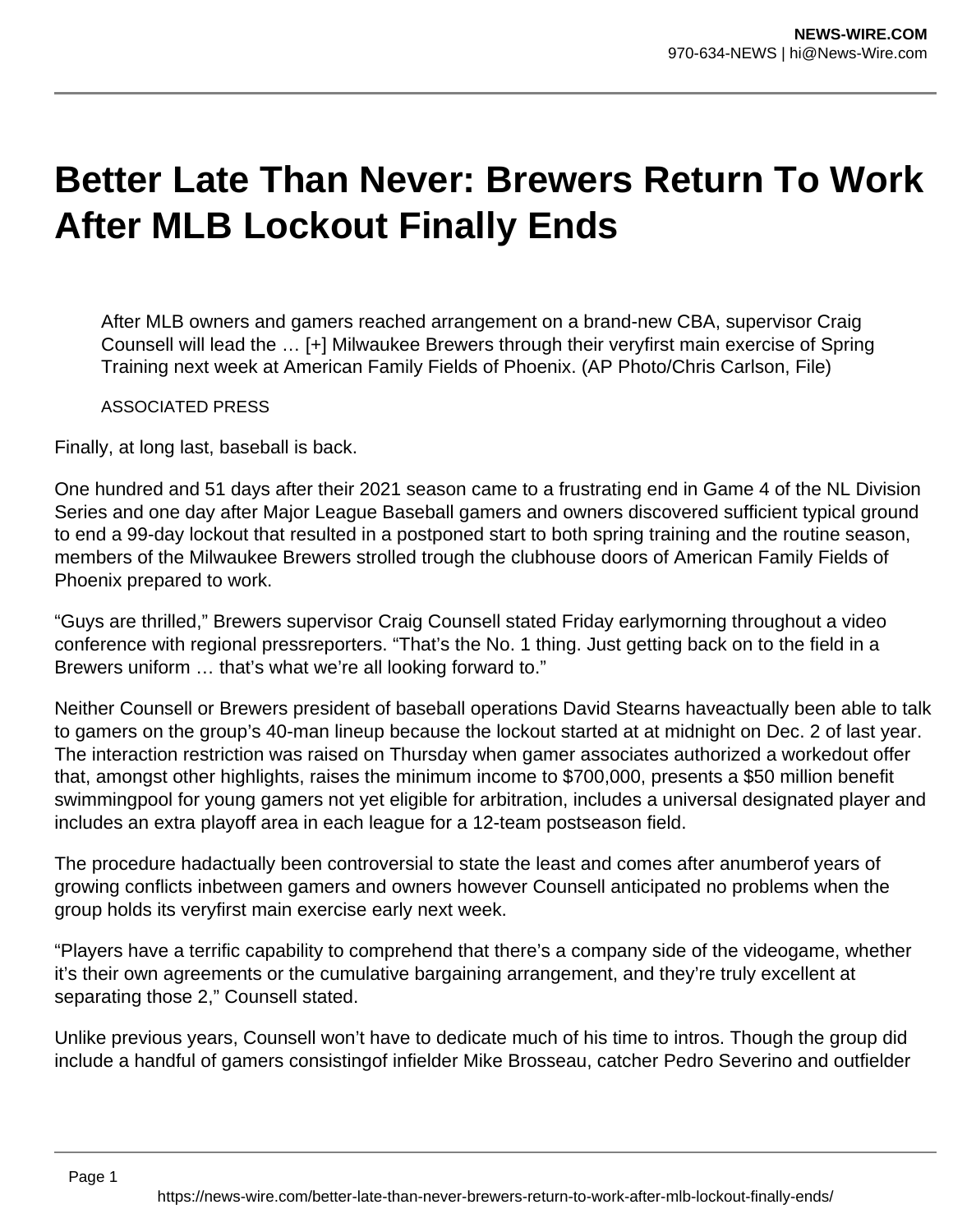# Better Late Than Never: Brewers Return To Work After MLB Lockout Finally Ends

> After MLB owners and gamers reached arrangement on a brand-new CBA, supervisor Craig Counsell will lead the … [+] Milwaukee Brewers through their veryfirst main exercise of Spring Training next week at American Family Fields of Phoenix. (AP Photo/Chris Carlson, File)
>
> ASSOCIATED PRESS

Finally, at long last, baseball is back.

One hundred and 51 days after their 2021 season came to a frustrating end in Game 4 of the NL Division Series and one day after Major League Baseball gamers and owners discovered sufficient typical ground to end a 99-day lockout that resulted in a postponed start to both spring training and the routine season, members of the Milwaukee Brewers strolled trough the clubhouse doors of American Family Fields of Phoenix prepared to work.

"Guys are thrilled," Brewers supervisor Craig Counsell stated Friday earlymorning throughout a video conference with regional pressreporters. "That's the No. 1 thing. Just getting back on to the field in a Brewers uniform … that's what we're all looking forward to."

Neither Counsell or Brewers president of baseball operations David Stearns haveactually been able to talk to gamers on the group's 40-man lineup because the lockout started at at midnight on Dec. 2 of last year. The interaction restriction was raised on Thursday when gamer associates authorized a workedout offer that, amongst other highlights, raises the minimum income to $700,000, presents a $50 million benefit swimmingpool for young gamers not yet eligible for arbitration, includes a universal designated player and includes an extra playoff area in each league for a 12-team postseason field.

The procedure hadactually been controversial to state the least and comes after anumberof years of growing conflicts inbetween gamers and owners however Counsell anticipated no problems when the group holds its veryfirst main exercise early next week.

"Players have a terrific capability to comprehend that there's a company side of the videogame, whether it's their own agreements or the cumulative bargaining arrangement, and they're truly excellent at separating those 2," Counsell stated.

Unlike previous years, Counsell won't have to dedicate much of his time to intros. Though the group did include a handful of gamers consistingof infielder Mike Brosseau, catcher Pedro Severino and outfielder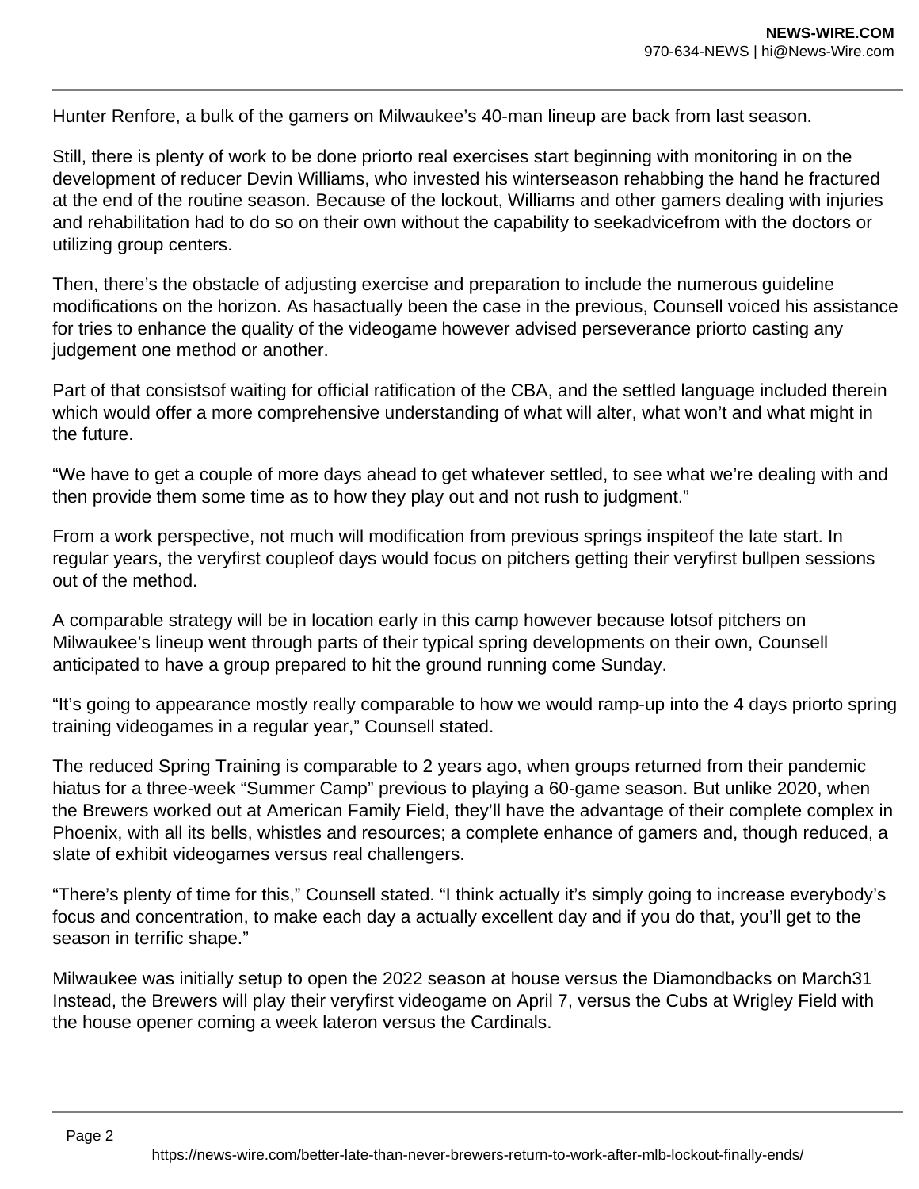Hunter Renfore, a bulk of the gamers on Milwaukee's 40-man lineup are back from last season.

Still, there is plenty of work to be done priorto real exercises start beginning with monitoring in on the development of reducer Devin Williams, who invested his winterseason rehabbing the hand he fractured at the end of the routine season. Because of the lockout, Williams and other gamers dealing with injuries and rehabilitation had to do so on their own without the capability to seekadvicefrom with the doctors or utilizing group centers.

Then, there's the obstacle of adjusting exercise and preparation to include the numerous guideline modifications on the horizon. As hasactually been the case in the previous, Counsell voiced his assistance for tries to enhance the quality of the videogame however advised perseverance priorto casting any judgement one method or another.

Part of that consistsof waiting for official ratification of the CBA, and the settled language included therein which would offer a more comprehensive understanding of what will alter, what won't and what might in the future.

"We have to get a couple of more days ahead to get whatever settled, to see what we're dealing with and then provide them some time as to how they play out and not rush to judgment."

From a work perspective, not much will modification from previous springs inspiteof the late start. In regular years, the veryfirst coupleof days would focus on pitchers getting their veryfirst bullpen sessions out of the method.

A comparable strategy will be in location early in this camp however because lotsof pitchers on Milwaukee's lineup went through parts of their typical spring developments on their own, Counsell anticipated to have a group prepared to hit the ground running come Sunday.

"It's going to appearance mostly really comparable to how we would ramp-up into the 4 days priorto spring training videogames in a regular year," Counsell stated.

The reduced Spring Training is comparable to 2 years ago, when groups returned from their pandemic hiatus for a three-week "Summer Camp" previous to playing a 60-game season. But unlike 2020, when the Brewers worked out at American Family Field, they'll have the advantage of their complete complex in Phoenix, with all its bells, whistles and resources; a complete enhance of gamers and, though reduced, a slate of exhibit videogames versus real challengers.

"There's plenty of time for this," Counsell stated. "I think actually it's simply going to increase everybody's focus and concentration, to make each day a actually excellent day and if you do that, you'll get to the season in terrific shape."

Milwaukee was initially setup to open the 2022 season at house versus the Diamondbacks on March31 Instead, the Brewers will play their veryfirst videogame on April 7, versus the Cubs at Wrigley Field with the house opener coming a week lateron versus the Cardinals.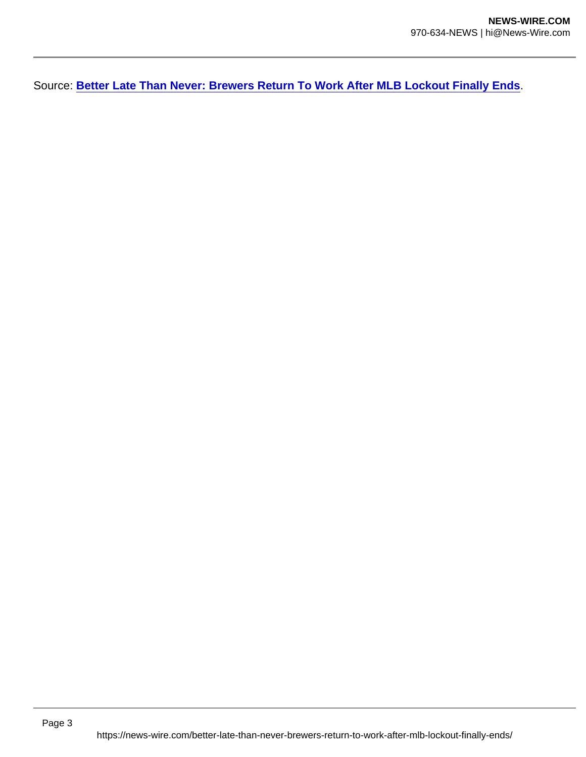Source: [Better Late Than Never: Brewers Return To Work After MLB Lockout Finally Ends](https://news-wire.com/better-late-than-never-brewers-return-to-work-after-mlb-lockout-finally-ends/).